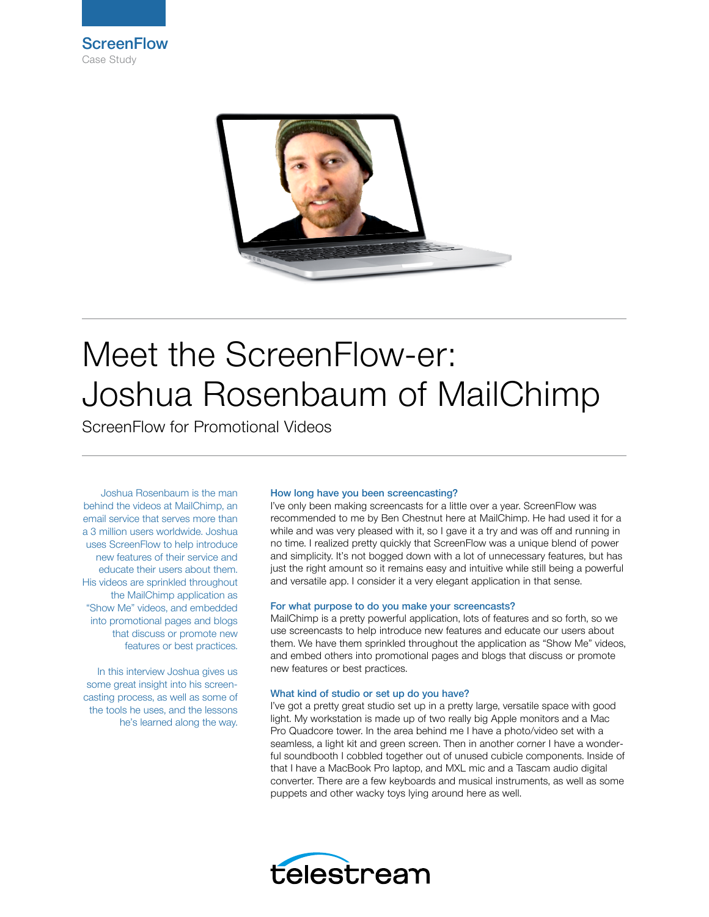**ScreenFlow**
Case Study

# Meet the ScreenFlow-er: Joshua Rosenbaum of MailChimp

## ScreenFlow for Promotional Videos

Joshua Rosenbaum is the man behind the videos at MailChimp, an email service that serves more than a 3 million users worldwide. Joshua uses ScreenFlow to help introduce new features of their service and educate their users about them. His videos are sprinkled throughout the MailChimp application as "Show Me" videos, and embedded into promotional pages and blogs that discuss or promote new features or best practices.

In this interview Joshua gives us some great insight into his screen-casting process, as well as some of the tools he uses, and the lessons he's learned along the way.

### How long have you been screencasting?

I've only been making screencasts for a little over a year. ScreenFlow was recommended to me by Ben Chestnut here at MailChimp. He had used it for a while and was very pleased with it, so I gave it a try and was off and running in no time. I realized pretty quickly that ScreenFlow was a unique blend of power and simplicity. It's not bogged down with a lot of unnecessary features, but has just the right amount so it remains easy and intuitive while still being a powerful and versatile app. I consider it a very elegant application in that sense.

### For what purpose to do you make your screencasts?

MailChimp is a pretty powerful application, lots of features and so forth, so we use screencasts to help introduce new features and educate our users about them. We have them sprinkled throughout the application as "Show Me" videos, and embed others into promotional pages and blogs that discuss or promote new features or best practices.

### What kind of studio or set up do you have?

I've got a pretty great studio set up in a pretty large, versatile space with good light. My workstation is made up of two really big Apple monitors and a Mac Pro Quadcore tower. In the area behind me I have a photo/video set with a seamless, a light kit and green screen. Then in another corner I have a wonderful soundbooth I cobbled together out of unused cubicle components. Inside of that I have a MacBook Pro laptop, and MXL mic and a Tascam audio digital converter. There are a few keyboards and musical instruments, as well as some puppets and other wacky toys lying around here as well.

telestream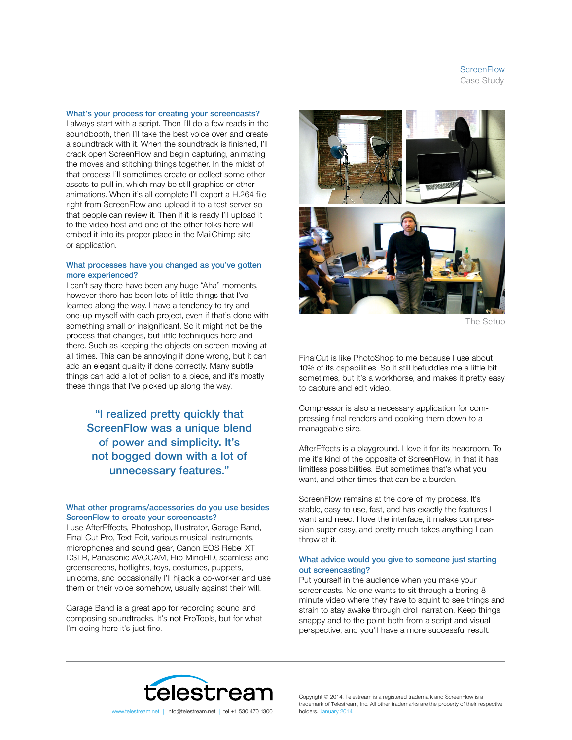### What's your process for creating your screencasts?

I always start with a script. Then I'll do a few reads in the soundbooth, then I'll take the best voice over and create a soundtrack with it. When the soundtrack is finished, I'll crack open ScreenFlow and begin capturing, animating the moves and stitching things together. In the midst of that process I'll sometimes create or collect some other assets to pull in, which may be still graphics or other animations. When it's all complete I'll export a H.264 file right from ScreenFlow and upload it to a test server so that people can review it. Then if it is ready I'll upload it to the video host and one of the other folks here will embed it into its proper place in the MailChimp site or application.

### What processes have you changed as you've gotten more experienced?

I can't say there have been any huge "Aha" moments, however there has been lots of little things that I've learned along the way. I have a tendency to try and one-up myself with each project, even if that's done with something small or insignificant. So it might not be the process that changes, but little techniques here and there. Such as keeping the objects on screen moving at all times. This can be annoying if done wrong, but it can add an elegant quality if done correctly. Many subtle things can add a lot of polish to a piece, and it's mostly these things that I've picked up along the way.

> "I realized pretty quickly that ScreenFlow was a unique blend of power and simplicity. It's not bogged down with a lot of unnecessary features."

### What other programs/accessories do you use besides ScreenFlow to create your screencasts?

I use AfterEffects, Photoshop, Illustrator, Garage Band, Final Cut Pro, Text Edit, various musical instruments, microphones and sound gear, Canon EOS Rebel XT DSLR, Panasonic AVCCAM, Flip MinoHD, seamless and greenscreens, hotlights, toys, costumes, puppets, unicorns, and occasionally I'll hijack a co-worker and use them or their voice somehow, usually against their will.

Garage Band is a great app for recording sound and composing soundtracks. It's not ProTools, but for what I'm doing here it's just fine.

The Setup

FinalCut is like PhotoShop to me because I use about 10% of its capabilities. So it still befuddles me a little bit sometimes, but it's a workhorse, and makes it pretty easy to capture and edit video.

Compressor is also a necessary application for compressing final renders and cooking them down to a manageable size.

AfterEffects is a playground. I love it for its headroom. To me it's kind of the opposite of ScreenFlow, in that it has limitless possibilities. But sometimes that's what you want, and other times that can be a burden.

ScreenFlow remains at the core of my process. It's stable, easy to use, fast, and has exactly the features I want and need. I love the interface, it makes compression super easy, and pretty much takes anything I can throw at it.

### What advice would you give to someone just starting out screencasting?

Put yourself in the audience when you make your screencasts. No one wants to sit through a boring 8 minute video where they have to squint to see things and strain to stay awake through droll narration. Keep things snappy and to the point both from a script and visual perspective, and you'll have a more successful result.

telestream

www.telestream.net | info@telestream.net | tel +1 530 470 1300

Copyright © 2014. Telestream is a registered trademark and ScreenFlow is a trademark of Telestream, Inc. All other trademarks are the property of their respective holders. January 2014